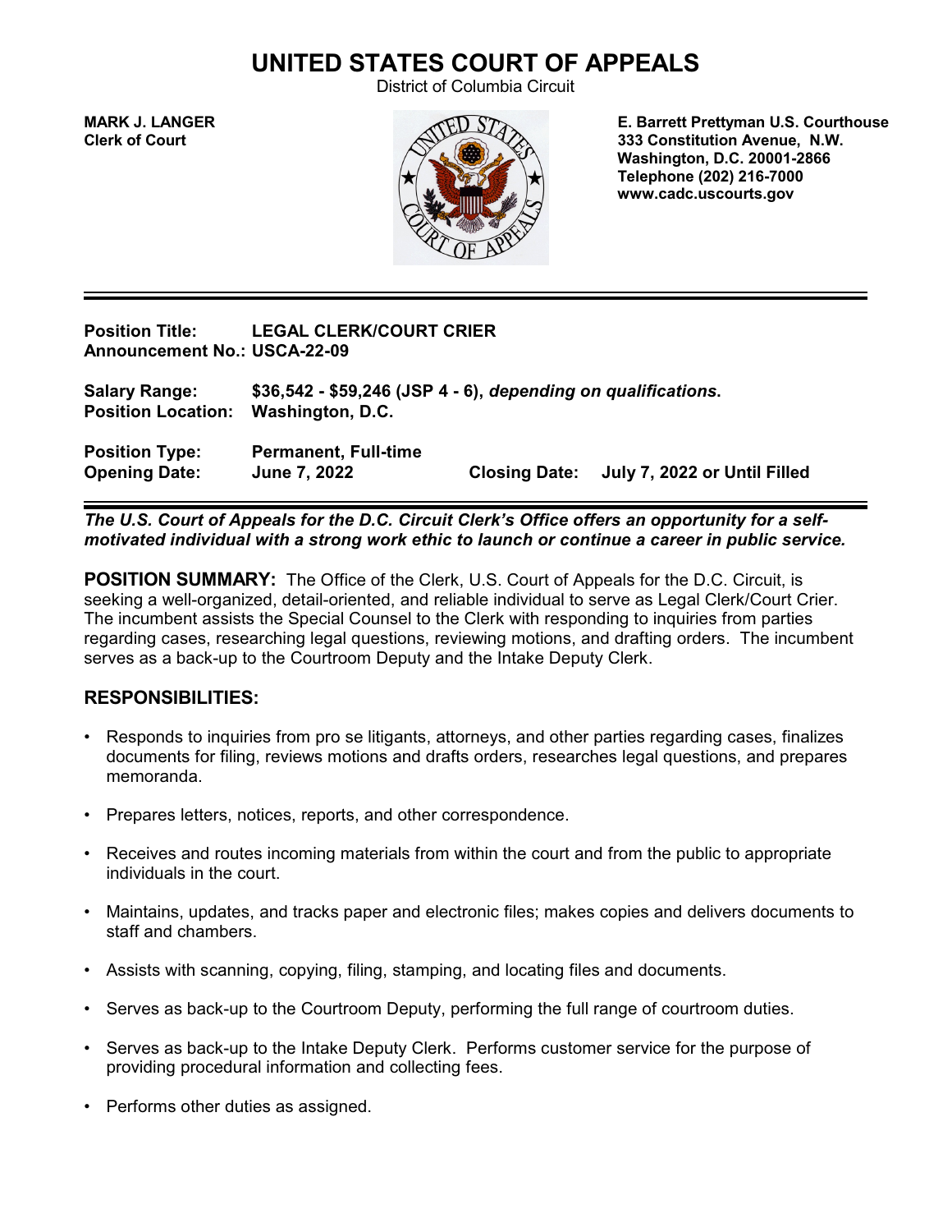# UNITED STATES COURT OF APPEALS

District of Columbia Circuit

**MARK J. LANGER**
**Clerk of Court**

**E. Barrett Prettyman U.S. Courthouse**
**333 Constitution Avenue, N.W.**
**Washington, D.C. 20001-2866**
**Telephone (202) 216-7000**
**www.cadc.uscourts.gov**

---

**Position Title:** **LEGAL CLERK/COURT CRIER**
**Announcement No.: USCA-22-09**

**Salary Range:** **$36,542 - $59,246 (JSP 4 - 6),** ***depending on qualifications*****.**
**Position Location:** **Washington, D.C.**

**Position Type:** **Permanent, Full-time**
**Opening Date:** **June 7, 2022** **Closing Date:** **July 7, 2022 or Until Filled**

---

***The U.S. Court of Appeals for the D.C. Circuit Clerk's Office offers an opportunity for a self-motivated individual with a strong work ethic to launch or continue a career in public service.***

**POSITION SUMMARY:** The Office of the Clerk, U.S. Court of Appeals for the D.C. Circuit, is seeking a well-organized, detail-oriented, and reliable individual to serve as Legal Clerk/Court Crier. The incumbent assists the Special Counsel to the Clerk with responding to inquiries from parties regarding cases, researching legal questions, reviewing motions, and drafting orders. The incumbent serves as a back-up to the Courtroom Deputy and the Intake Deputy Clerk.

## RESPONSIBILITIES:

- Responds to inquiries from pro se litigants, attorneys, and other parties regarding cases, finalizes documents for filing, reviews motions and drafts orders, researches legal questions, and prepares memoranda.
- Prepares letters, notices, reports, and other correspondence.
- Receives and routes incoming materials from within the court and from the public to appropriate individuals in the court.
- Maintains, updates, and tracks paper and electronic files; makes copies and delivers documents to staff and chambers.
- Assists with scanning, copying, filing, stamping, and locating files and documents.
- Serves as back-up to the Courtroom Deputy, performing the full range of courtroom duties.
- Serves as back-up to the Intake Deputy Clerk. Performs customer service for the purpose of providing procedural information and collecting fees.
- Performs other duties as assigned.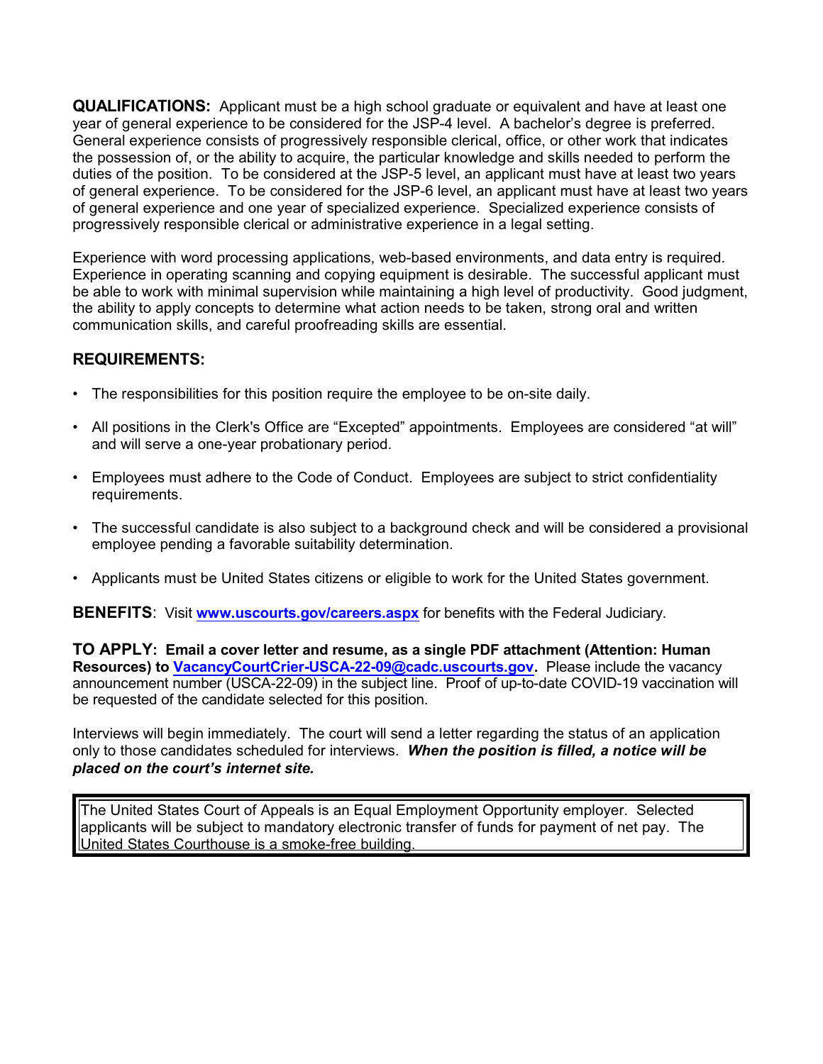**QUALIFICATIONS:** Applicant must be a high school graduate or equivalent and have at least one year of general experience to be considered for the JSP-4 level. A bachelor's degree is preferred. General experience consists of progressively responsible clerical, office, or other work that indicates the possession of, or the ability to acquire, the particular knowledge and skills needed to perform the duties of the position. To be considered at the JSP-5 level, an applicant must have at least two years of general experience. To be considered for the JSP-6 level, an applicant must have at least two years of general experience and one year of specialized experience. Specialized experience consists of progressively responsible clerical or administrative experience in a legal setting.

Experience with word processing applications, web-based environments, and data entry is required. Experience in operating scanning and copying equipment is desirable. The successful applicant must be able to work with minimal supervision while maintaining a high level of productivity. Good judgment, the ability to apply concepts to determine what action needs to be taken, strong oral and written communication skills, and careful proofreading skills are essential.

## REQUIREMENTS:

- The responsibilities for this position require the employee to be on-site daily.
- All positions in the Clerk's Office are "Excepted" appointments. Employees are considered "at will" and will serve a one-year probationary period.
- Employees must adhere to the Code of Conduct. Employees are subject to strict confidentiality requirements.
- The successful candidate is also subject to a background check and will be considered a provisional employee pending a favorable suitability determination.
- Applicants must be United States citizens or eligible to work for the United States government.

**BENEFITS**: Visit **www.uscourts.gov/careers.aspx** for benefits with the Federal Judiciary.

**TO APPLY: Email a cover letter and resume, as a single PDF attachment (Attention: Human Resources) to VacancyCourtCrier-USCA-22-09@cadc.uscourts.gov.** Please include the vacancy announcement number (USCA-22-09) in the subject line. Proof of up-to-date COVID-19 vaccination will be requested of the candidate selected for this position.

Interviews will begin immediately. The court will send a letter regarding the status of an application only to those candidates scheduled for interviews. ***When the position is filled, a notice will be placed on the court's internet site.***

The United States Court of Appeals is an Equal Employment Opportunity employer. Selected applicants will be subject to mandatory electronic transfer of funds for payment of net pay. The United States Courthouse is a smoke-free building.